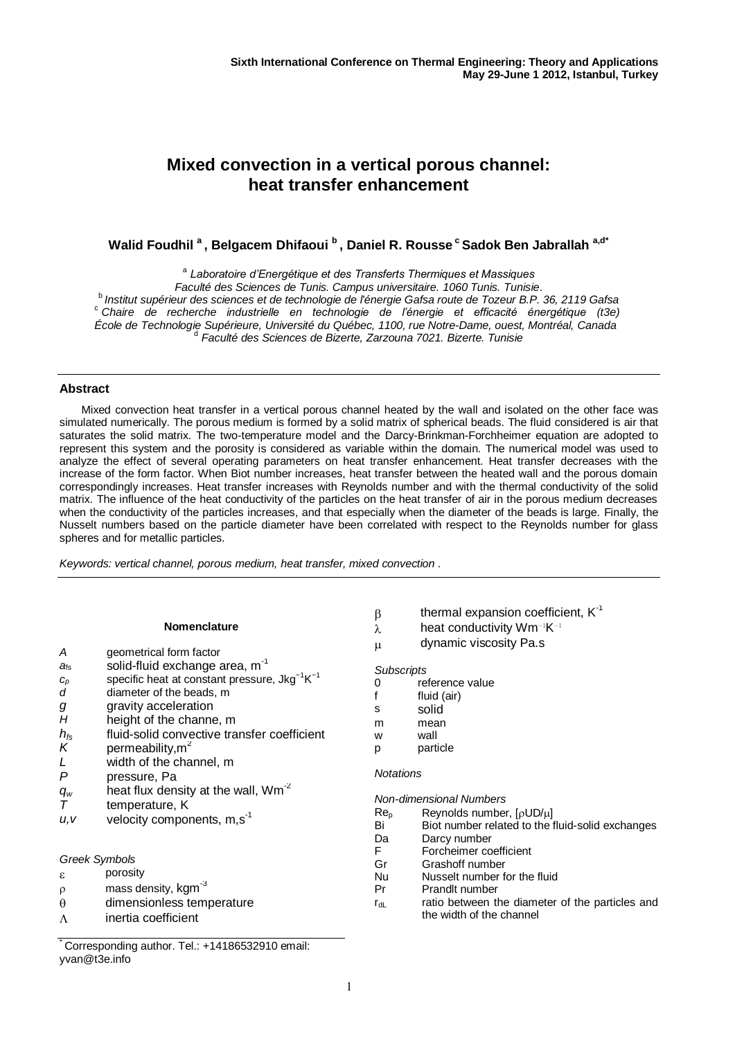Sixth International Conference on Thermal Engineering: Theory and Applications
May 29-June 1 2012, Istanbul, Turkey

# Mixed convection in a vertical porous channel: heat transfer enhancement

**Walid Foudhil [a], Belgacem Dhifaoui [b], Daniel R. Rousse [c] Sadok Ben Jabrallah [a,d*]**

[a] *Laboratoire d'Energétique et des Transferts Thermiques et Massiques Faculté des Sciences de Tunis. Campus universitaire. 1060 Tunis. Tunisie.*
[b] *Institut supérieur des sciences et de technologie de l'énergie Gafsa route de Tozeur B.P. 36, 2119 Gafsa*
[c] *Chaire de recherche industrielle en technologie de l'énergie et efficacité énergétique (t3e) École de Technologie Supérieure, Université du Québec, 1100, rue Notre-Dame, ouest, Montréal, Canada*
[d] *Faculté des Sciences de Bizerte, Zarzouna 7021. Bizerte. Tunisie*

## Abstract

Mixed convection heat transfer in a vertical porous channel heated by the wall and isolated on the other face was simulated numerically. The porous medium is formed by a solid matrix of spherical beads. The fluid considered is air that saturates the solid matrix. The two-temperature model and the Darcy-Brinkman-Forchheimer equation are adopted to represent this system and the porosity is considered as variable within the domain. The numerical model was used to analyze the effect of several operating parameters on heat transfer enhancement. Heat transfer decreases with the increase of the form factor. When Biot number increases, heat transfer between the heated wall and the porous domain correspondingly increases. Heat transfer increases with Reynolds number and with the thermal conductivity of the solid matrix. The influence of the heat conductivity of the particles on the heat transfer of air in the porous medium decreases when the conductivity of the particles increases, and that especially when the diameter of the beads is large. Finally, the Nusselt numbers based on the particle diameter have been correlated with respect to the Reynolds number for glass spheres and for metallic particles.

*Keywords: vertical channel, porous medium, heat transfer, mixed convection .*

### Nomenclature

| | |
|---|---|
| $A$ | geometrical form factor |
| $a_{fs}$ | solid-fluid exchange area, $m^{-1}$ |
| $c_p$ | specific heat at constant pressure, $Jkg^{-1}K^{-1}$ |
| $d$ | diameter of the beads, m |
| $g$ | gravity acceleration |
| $H$ | height of the channe, m |
| $h_{fs}$ | fluid-solid convective transfer coefficient |
| $K$ | permeability, $m^2$ |
| $L$ | width of the channel, m |
| $P$ | pressure, Pa |
| $q_w$ | heat flux density at the wall, $Wm^{-2}$ |
| $T$ | temperature, K |
| $u,v$ | velocity components, $m,s^{-1}$ |

*Greek Symbols*

| | |
|---|---|
| $\varepsilon$ | porosity |
| $\rho$ | mass density, $kgm^{-3}$ |
| $\theta$ | dimensionless temperature |
| $\Lambda$ | inertia coefficient |
| $\beta$ | thermal expansion coefficient, $K^{-1}$ |
| $\lambda$ | heat conductivity $Wm^{-1}K^{-1}$ |
| $\mu$ | dynamic viscosity Pa.s |

*Subscripts*

| | |
|---|---|
| 0 | reference value |
| f | fluid (air) |
| s | solid |
| m | mean |
| w | wall |
| p | particle |

*Notations*

*Non-dimensional Numbers*

| | |
|---|---|
| $Re_p$ | Reynolds number, $[\rho UD/\mu]$ |
| Bi | Biot number related to the fluid-solid exchanges |
| Da | Darcy number |
| F | Forcheimer coefficient |
| Gr | Grashoff number |
| Nu | Nusselt number for the fluid |
| Pr | Prandlt number |
| $r_{dL}$ | ratio between the diameter of the particles and the width of the channel |

[*] Corresponding author. Tel.: +14186532910 email: yvan@t3e.info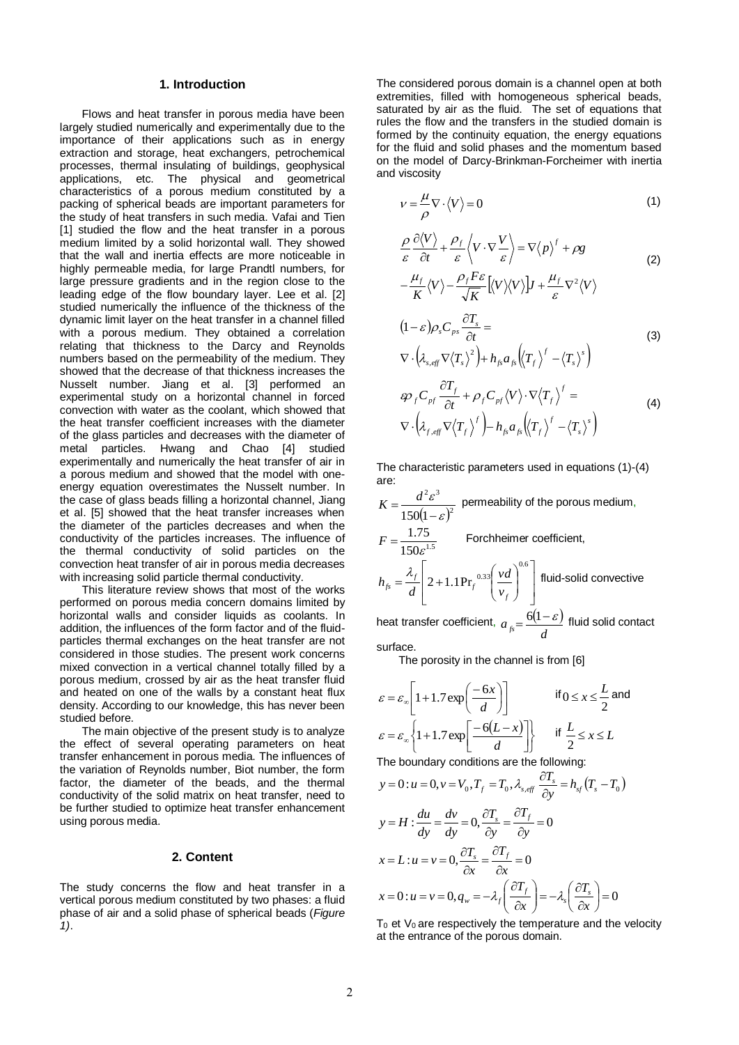## 1. Introduction

Flows and heat transfer in porous media have been largely studied numerically and experimentally due to the importance of their applications such as in energy extraction and storage, heat exchangers, petrochemical processes, thermal insulating of buildings, geophysical applications, etc. The physical and geometrical characteristics of a porous medium constituted by a packing of spherical beads are important parameters for the study of heat transfers in such media. Vafai and Tien [1] studied the flow and the heat transfer in a porous medium limited by a solid horizontal wall. They showed that the wall and inertia effects are more noticeable in highly permeable media, for large Prandtl numbers, for large pressure gradients and in the region close to the leading edge of the flow boundary layer. Lee et al. [2] studied numerically the influence of the thickness of the dynamic limit layer on the heat transfer in a channel filled with a porous medium. They obtained a correlation relating that thickness to the Darcy and Reynolds numbers based on the permeability of the medium. They showed that the decrease of that thickness increases the Nusselt number. Jiang et al. [3] performed an experimental study on a horizontal channel in forced convection with water as the coolant, which showed that the heat transfer coefficient increases with the diameter of the glass particles and decreases with the diameter of metal particles. Hwang and Chao [4] studied experimentally and numerically the heat transfer of air in a porous medium and showed that the model with one-energy equation overestimates the Nusselt number. In the case of glass beads filling a horizontal channel, Jiang et al. [5] showed that the heat transfer increases when the diameter of the particles decreases and when the conductivity of the particles increases. The influence of the thermal conductivity of solid particles on the convection heat transfer of air in porous media decreases with increasing solid particle thermal conductivity.

This literature review shows that most of the works performed on porous media concern domains limited by horizontal walls and consider liquids as coolants. In addition, the influences of the form factor and of the fluid-particles thermal exchanges on the heat transfer are not considered in those studies. The present work concerns mixed convection in a vertical channel totally filled by a porous medium, crossed by air as the heat transfer fluid and heated on one of the walls by a constant heat flux density. According to our knowledge, this has never been studied before.

The main objective of the present study is to analyze the effect of several operating parameters on heat transfer enhancement in porous media. The influences of the variation of Reynolds number, Biot number, the form factor, the diameter of the beads, and the thermal conductivity of the solid matrix on heat transfer, need to be further studied to optimize heat transfer enhancement using porous media.

## 2. Content

The study concerns the flow and heat transfer in a vertical porous medium constituted by two phases: a fluid phase of air and a solid phase of spherical beads (*Figure 1*).

The considered porous domain is a channel open at both extremities, filled with homogeneous spherical beads, saturated by air as the fluid. The set of equations that rules the flow and the transfers in the studied domain is formed by the continuity equation, the energy equations for the fluid and solid phases and the momentum based on the model of Darcy-Brinkman-Forcheimer with inertia and viscosity

$$\nu = \frac{\mu}{\rho}\nabla \cdot \langle V \rangle = 0 \tag{1}$$

$$\frac{\rho}{\varepsilon}\frac{\partial \langle V \rangle}{\partial t} + \frac{\rho_f}{\varepsilon}\left\langle V \cdot \nabla \frac{V}{\varepsilon}\right\rangle = \nabla \langle p \rangle^f + \rho g - \frac{\mu_f}{K}\langle V \rangle - \frac{\rho_f F \varepsilon}{\sqrt{K}}\left[\langle V \rangle \langle V \rangle\right] J + \frac{\mu_f}{\varepsilon}\nabla^2 \langle V \rangle \tag{2}$$

$$(1-\varepsilon)\rho_s C_{ps}\frac{\partial T_s}{\partial t} = \nabla \cdot \left(\lambda_{s,eff}\nabla \langle T_s \rangle^2\right) + h_{fs}a_{fs}\left(\langle T_f \rangle^f - \langle T_s \rangle^s\right) \tag{3}$$

$$\varepsilon \rho_f C_{pf}\frac{\partial T_f}{\partial t} + \rho_f C_{pf}\langle V \rangle \cdot \nabla \langle T_f \rangle^f = \nabla \cdot \left(\lambda_{f,eff}\nabla \langle T_f \rangle^f\right) - h_{fs}a_{fs}\left(\langle T_f \rangle^f - \langle T_s \rangle^s\right) \tag{4}$$

The characteristic parameters used in equations (1)-(4) are:

$K = \dfrac{d^2\varepsilon^3}{150(1-\varepsilon)^2}$ permeability of the porous medium,

$F = \dfrac{1.75}{150\varepsilon^{1.5}}$ Forchheimer coefficient,

$h_{fs} = \dfrac{\lambda_f}{d}\left[2 + 1.1\mathrm{Pr}_f^{\;0.33}\left(\dfrac{vd}{\nu_f}\right)^{0.6}\right]$ fluid-solid convective heat transfer coefficient, $a_{fs} = \dfrac{6(1-\varepsilon)}{d}$ fluid solid contact surface.

The porosity in the channel is from [6]

$$\varepsilon = \varepsilon_\infty\left[1 + 1.7\exp\left(\frac{-6x}{d}\right)\right] \quad \text{if } 0 \le x \le \frac{L}{2} \text{ and}$$

$$\varepsilon = \varepsilon_\infty\left\{1 + 1.7\exp\left[\frac{-6(L-x)}{d}\right]\right\} \quad \text{if } \frac{L}{2} \le x \le L$$

The boundary conditions are the following:

$$y = 0 : u = 0, v = V_0, T_f = T_0, \lambda_{s,eff}\frac{\partial T_s}{\partial y} = h_{sf}\left(T_s - T_0\right)$$

$$y = H : \frac{du}{dy} = \frac{dv}{dy} = 0, \frac{\partial T_s}{\partial y} = \frac{\partial T_f}{\partial y} = 0$$

$$x = L : u = v = 0, \frac{\partial T_s}{\partial x} = \frac{\partial T_f}{\partial x} = 0$$

$$x = 0 : u = v = 0, q_w = -\lambda_f\left(\frac{\partial T_f}{\partial x}\right) = -\lambda_s\left(\frac{\partial T_s}{\partial x}\right) = 0$$

$T_0$ et $V_0$ are respectively the temperature and the velocity at the entrance of the porous domain.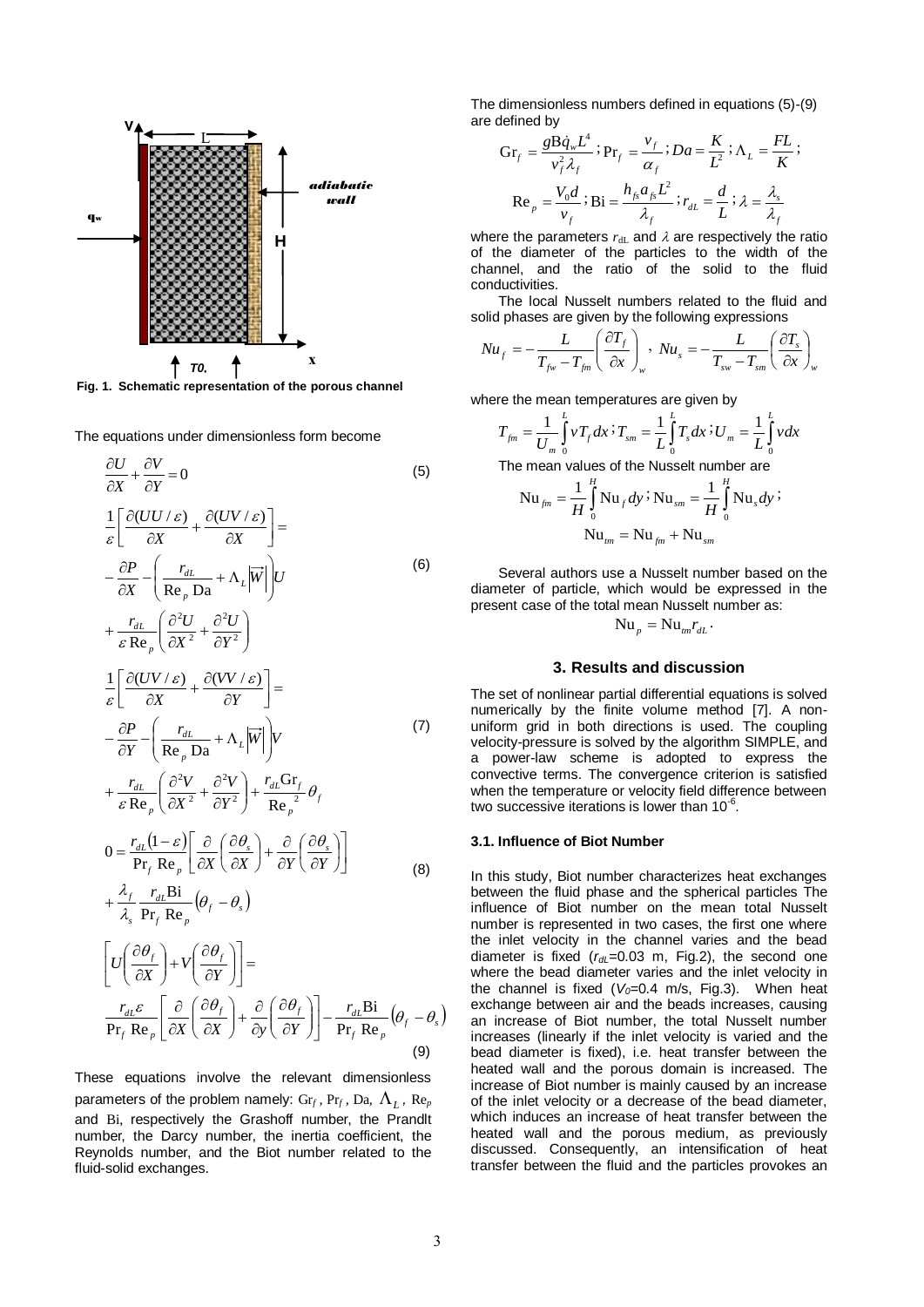Fig. 1. Schematic representation of the porous channel

The equations under dimensionless form become

$$\frac{\partial U}{\partial X}+\frac{\partial V}{\partial Y}=0 \tag{5}$$

$$\frac{1}{\varepsilon}\left[\frac{\partial(UU/\varepsilon)}{\partial X}+\frac{\partial(UV/\varepsilon)}{\partial X}\right]= -\frac{\partial P}{\partial X}-\left(\frac{r_{dL}}{\mathrm{Re}_p\,\mathrm{Da}}+\Lambda_L\left|\vec{W}\right|\right)U +\frac{r_{dL}}{\varepsilon\,\mathrm{Re}_p}\left(\frac{\partial^2 U}{\partial X^2}+\frac{\partial^2 U}{\partial Y^2}\right) \tag{6}$$

$$\frac{1}{\varepsilon}\left[\frac{\partial(UV/\varepsilon)}{\partial X}+\frac{\partial(VV/\varepsilon)}{\partial Y}\right]= -\frac{\partial P}{\partial Y}-\left(\frac{r_{dL}}{\mathrm{Re}_p\,\mathrm{Da}}+\Lambda_L\left|\vec{W}\right|\right)V +\frac{r_{dL}}{\varepsilon\,\mathrm{Re}_p}\left(\frac{\partial^2 V}{\partial X^2}+\frac{\partial^2 V}{\partial Y^2}\right)+\frac{r_{dL}\mathrm{Gr}_f}{\mathrm{Re}_p^{\ 2}}\theta_f \tag{7}$$

$$0=\frac{r_{dL}(1-\varepsilon)}{\mathrm{Pr}_f\,\mathrm{Re}_p}\left[\frac{\partial}{\partial X}\left(\frac{\partial\theta_s}{\partial X}\right)+\frac{\partial}{\partial Y}\left(\frac{\partial\theta_s}{\partial Y}\right)\right] +\frac{\lambda_f}{\lambda_s}\frac{r_{dL}\mathrm{Bi}}{\mathrm{Pr}_f\,\mathrm{Re}_p}\left(\theta_f-\theta_s\right) \tag{8}$$

$$\left[U\left(\frac{\partial\theta_f}{\partial X}\right)+V\left(\frac{\partial\theta_f}{\partial Y}\right)\right]= \frac{r_{dL}\varepsilon}{\mathrm{Pr}_f\,\mathrm{Re}_p}\left[\frac{\partial}{\partial X}\left(\frac{\partial\theta_f}{\partial X}\right)+\frac{\partial}{\partial y}\left(\frac{\partial\theta_f}{\partial Y}\right)\right]-\frac{r_{dL}\mathrm{Bi}}{\mathrm{Pr}_f\,\mathrm{Re}_p}\left(\theta_f-\theta_s\right) \tag{9}$$

These equations involve the relevant dimensionless parameters of the problem namely: $\mathrm{Gr}_f$, $\mathrm{Pr}_f$, Da, $\Lambda_L$, $\mathrm{Re}_p$ and Bi, respectively the Grashoff number, the Prandlt number, the Darcy number, the inertia coefficient, the Reynolds number, and the Biot number related to the fluid-solid exchanges.

The dimensionless numbers defined in equations (5)-(9) are defined by

$$\mathrm{Gr}_f=\frac{g\mathrm{B}\dot{q}_w L^4}{\nu_f^2\lambda_f};\ \mathrm{Pr}_f=\frac{\nu_f}{\alpha_f};\ Da=\frac{K}{L^2};\ \Lambda_L=\frac{FL}{K};$$

$$\mathrm{Re}_p=\frac{V_0 d}{\nu_f};\ \mathrm{Bi}=\frac{h_{fs}a_{fs}L^2}{\lambda_f};\ r_{dL}=\frac{d}{L};\ \lambda=\frac{\lambda_s}{\lambda_f}$$

where the parameters $r_{dL}$ and $\lambda$ are respectively the ratio of the diameter of the particles to the width of the channel, and the ratio of the solid to the fluid conductivities.

The local Nusselt numbers related to the fluid and solid phases are given by the following expressions

$$Nu_f=-\frac{L}{T_{fw}-T_{fm}}\left(\frac{\partial T_f}{\partial x}\right)_w,\quad Nu_s=-\frac{L}{T_{sw}-T_{sm}}\left(\frac{\partial T_s}{\partial x}\right)_w$$

where the mean temperatures are given by

$$T_{fm}=\frac{1}{U_m}\int_0^L vT_f\,dx;\ T_{sm}=\frac{1}{L}\int_0^L T_s\,dx;\ U_m=\frac{1}{L}\int_0^L v\,dx$$

The mean values of the Nusselt number are

$$\mathrm{Nu}_{fm}=\frac{1}{H}\int_0^H \mathrm{Nu}_f\,dy;\ \mathrm{Nu}_{sm}=\frac{1}{H}\int_0^H \mathrm{Nu}_s\,dy;$$

$$\mathrm{Nu}_{tm}=\mathrm{Nu}_{fm}+\mathrm{Nu}_{sm}$$

Several authors use a Nusselt number based on the diameter of particle, which would be expressed in the present case of the total mean Nusselt number as:

$$\mathrm{Nu}_p=\mathrm{Nu}_{tm}r_{dL}.$$

## 3. Results and discussion

The set of nonlinear partial differential equations is solved numerically by the finite volume method [7]. A non-uniform grid in both directions is used. The coupling velocity-pressure is solved by the algorithm SIMPLE, and a power-law scheme is adopted to express the convective terms. The convergence criterion is satisfied when the temperature or velocity field difference between two successive iterations is lower than $10^{-6}$.

### 3.1. Influence of Biot Number

In this study, Biot number characterizes heat exchanges between the fluid phase and the spherical particles The influence of Biot number on the mean total Nusselt number is represented in two cases, the first one where the inlet velocity in the channel varies and the bead diameter is fixed ($r_{dL}$=0.03 m, Fig.2), the second one where the bead diameter varies and the inlet velocity in the channel is fixed ($V_0$=0.4 m/s, Fig.3). When heat exchange between air and the beads increases, causing an increase of Biot number, the total Nusselt number increases (linearly if the inlet velocity is varied and the bead diameter is fixed), i.e. heat transfer between the heated wall and the porous domain is increased. The increase of Biot number is mainly caused by an increase of the inlet velocity or a decrease of the bead diameter, which induces an increase of heat transfer between the heated wall and the porous medium, as previously discussed. Consequently, an intensification of heat transfer between the fluid and the particles provokes an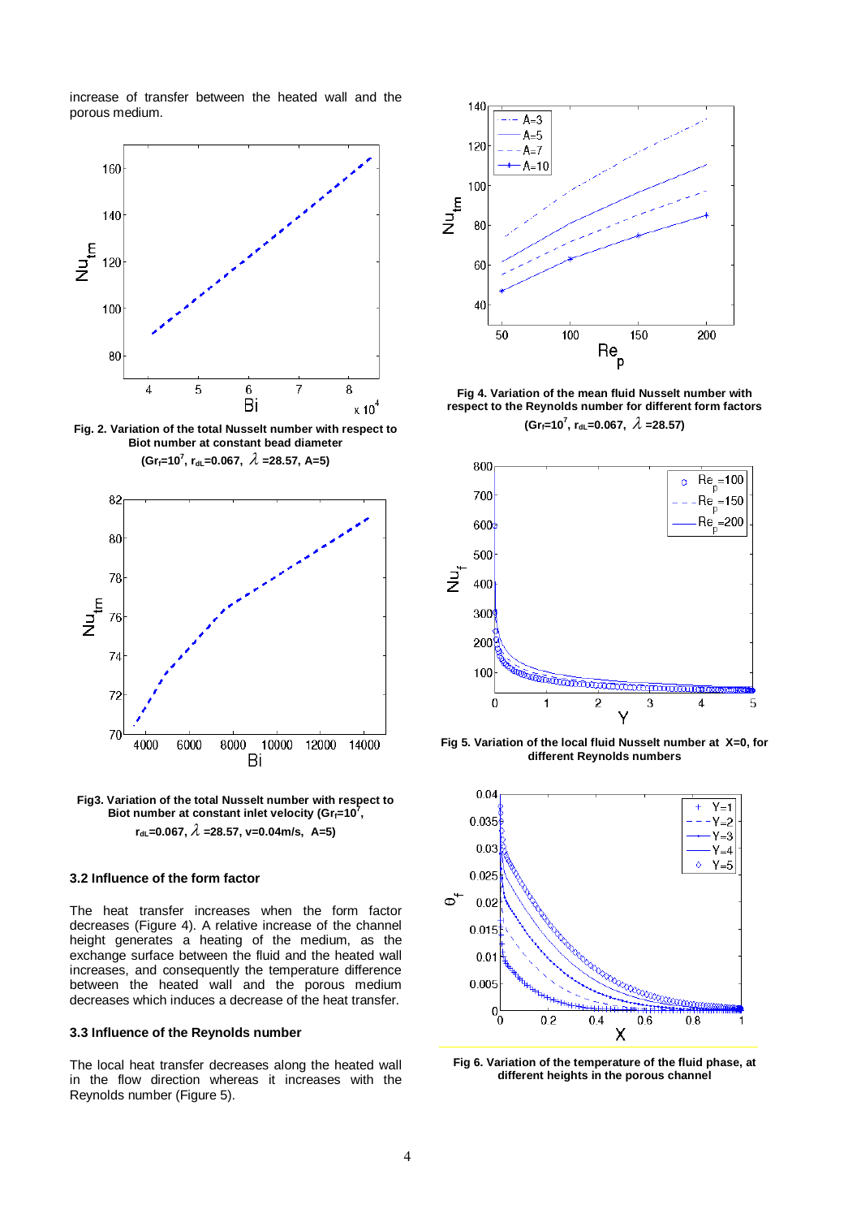increase of transfer between the heated wall and the porous medium.

**Fig. 2. Variation of the total Nusselt number with respect to Biot number at constant bead diameter ($Gr_f=10^7$, $r_{dL}=0.067$, $\lambda=28.57$, A=5)**

**Fig3. Variation of the total Nusselt number with respect to Biot number at constant inlet velocity ($Gr_f=10^7$, $r_{dL}=0.067$, $\lambda=28.57$, v=0.04m/s, A=5)**

### 3.2 Influence of the form factor

The heat transfer increases when the form factor decreases (Figure 4). A relative increase of the channel height generates a heating of the medium, as the exchange surface between the fluid and the heated wall increases, and consequently the temperature difference between the heated wall and the porous medium decreases which induces a decrease of the heat transfer.

### 3.3 Influence of the Reynolds number

The local heat transfer decreases along the heated wall in the flow direction whereas it increases with the Reynolds number (Figure 5).

**Fig 4. Variation of the mean fluid Nusselt number with respect to the Reynolds number for different form factors ($Gr_f=10^7$, $r_{dL}=0.067$, $\lambda=28.57$)**

**Fig 5. Variation of the local fluid Nusselt number at X=0, for different Reynolds numbers**

**Fig 6. Variation of the temperature of the fluid phase, at different heights in the porous channel**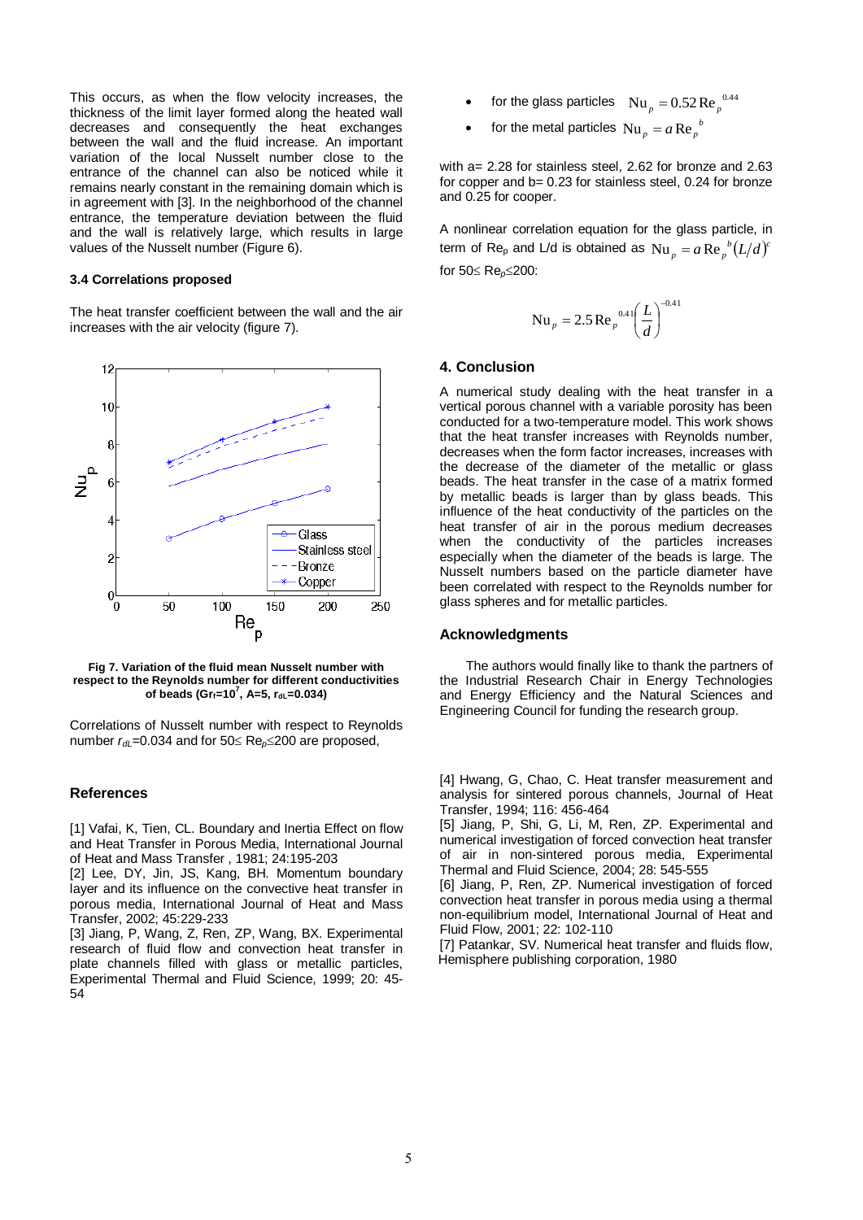This occurs, as when the flow velocity increases, the thickness of the limit layer formed along the heated wall decreases and consequently the heat exchanges between the wall and the fluid increase. An important variation of the local Nusselt number close to the entrance of the channel can also be noticed while it remains nearly constant in the remaining domain which is in agreement with [3]. In the neighborhood of the channel entrance, the temperature deviation between the fluid and the wall is relatively large, which results in large values of the Nusselt number (Figure 6).

### 3.4 Correlations proposed

The heat transfer coefficient between the wall and the air increases with the air velocity (figure 7).

12
10
8
$Nu_p$
6
4
2
0
0 50 100 150 200 250
$Re_p$
Glass
Stainless steel
Bronze
Copper

**Fig 7. Variation of the fluid mean Nusselt number with respect to the Reynolds number for different conductivities of beads ($Gr_f=10^7$, A=5, $r_{dL}$=0.034)**

Correlations of Nusselt number with respect to Reynolds number $r_{dL}$=0.034 and for $50 \le Re_p \le 200$ are proposed,

- for the glass particles $Nu_p = 0.52\,Re_p^{\ 0.44}$
- for the metal particles $Nu_p = a\,Re_p^{\ b}$

with a= 2.28 for stainless steel, 2.62 for bronze and 2.63 for copper and b= 0.23 for stainless steel, 0.24 for bronze and 0.25 for cooper.

A nonlinear correlation equation for the glass particle, in term of $Re_p$ and L/d is obtained as $Nu_p = a\,Re_p^{\ b}(L/d)^c$ for $50 \le Re_p \le 200$:

$$Nu_p = 2.5\,Re_p^{\ 0.41}\left(\frac{L}{d}\right)^{-0.41}$$

## 4. Conclusion

A numerical study dealing with the heat transfer in a vertical porous channel with a variable porosity has been conducted for a two-temperature model. This work shows that the heat transfer increases with Reynolds number, decreases when the form factor increases, increases with the decrease of the diameter of the metallic or glass beads. The heat transfer of a matrix formed by metallic beads is larger than by glass beads. This influence of the heat conductivity of the particles on the heat transfer of air in the porous medium decreases when the conductivity of the particles increases especially when the diameter of the beads is large. The Nusselt numbers based on the particle diameter have been correlated with respect to the Reynolds number for glass spheres and for metallic particles.

## Acknowledgments

The authors would finally like to thank the partners of the Industrial Research Chair in Energy Technologies and Energy Efficiency and the Natural Sciences and Engineering Council for funding the research group.

## References

[1] Vafai, K, Tien, CL. Boundary and Inertia Effect on flow and Heat Transfer in Porous Media, International Journal of Heat and Mass Transfer , 1981; 24:195-203

[2] Lee, DY, Jin, JS, Kang, BH. Momentum boundary layer and its influence on the convective heat transfer in porous media, International Journal of Heat and Mass Transfer, 2002; 45:229-233

[3] Jiang, P, Wang, Z, Ren, ZP, Wang, BX. Experimental research of fluid flow and convection heat transfer in plate channels filled with glass or metallic particles, Experimental Thermal and Fluid Science, 1999; 20: 45-54

[4] Hwang, G, Chao, C. Heat transfer measurement and analysis for sintered porous channels, Journal of Heat Transfer, 1994; 116: 456-464

[5] Jiang, P, Shi, G, Li, M, Ren, ZP. Experimental and numerical investigation of forced convection heat transfer of air in non-sintered porous media, Experimental Thermal and Fluid Science, 2004; 28: 545-555

[6] Jiang, P, Ren, ZP. Numerical investigation of forced convection heat transfer in porous media using a thermal non-equilibrium model, International Journal of Heat and Fluid Flow, 2001; 22: 102-110

[7] Patankar, SV. Numerical heat transfer and fluids flow, Hemisphere publishing corporation, 1980